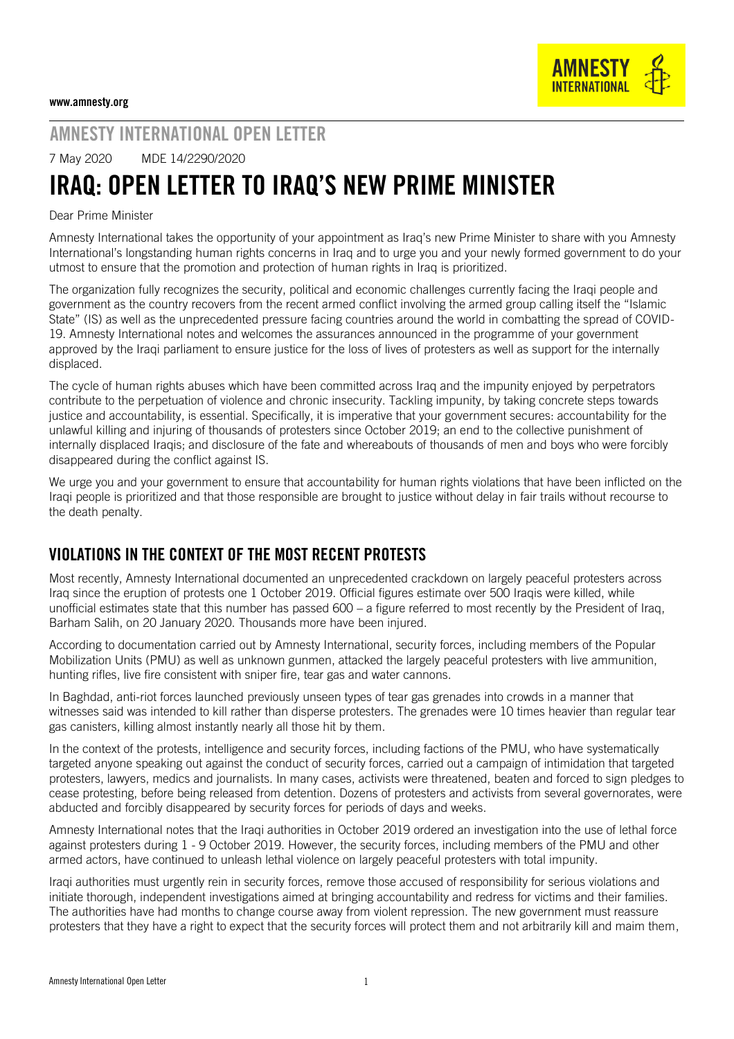www.amnesty.org

## AMNESTY INTERNATIONAL OPEN LETTER

7 May 2020 MDE 14/2290/2020

# IRAQ: OPEN LETTER TO IRAQ'S NEW PRIME MINISTER

Dear Prime Minister

Amnesty International takes the opportunity of your appointment as Iraq's new Prime Minister to share with you Amnesty International's longstanding human rights concerns in Iraq and to urge you and your newly formed government to do your utmost to ensure that the promotion and protection of human rights in Iraq is prioritized.

The organization fully recognizes the security, political and economic challenges currently facing the Iraqi people and government as the country recovers from the recent armed conflict involving the armed group calling itself the "Islamic State" (IS) as well as the unprecedented pressure facing countries around the world in combatting the spread of COVID-19. Amnesty International notes and welcomes the assurances announced in the programme of your government approved by the Iraqi parliament to ensure justice for the loss of lives of protesters as well as support for the internally displaced.

The cycle of human rights abuses which have been committed across Iraq and the impunity enjoyed by perpetrators contribute to the perpetuation of violence and chronic insecurity. Tackling impunity, by taking concrete steps towards justice and accountability, is essential. Specifically, it is imperative that your government secures: accountability for the unlawful killing and injuring of thousands of protesters since October 2019; an end to the collective punishment of internally displaced Iraqis; and disclosure of the fate and whereabouts of thousands of men and boys who were forcibly disappeared during the conflict against IS.

We urge you and your government to ensure that accountability for human rights violations that have been inflicted on the Iraqi people is prioritized and that those responsible are brought to justice without delay in fair trails without recourse to the death penalty.

## VIOLATIONS IN THE CONTEXT OF THE MOST RECENT PROTESTS

Most recently, Amnesty International documented an unprecedented crackdown on largely peaceful protesters across Iraq since the eruption of protests one 1 October 2019. Official figures estimate over 500 Iraqis were killed, while unofficial estimates state that this number has passed 600 – a figure referred to most recently by the President of Iraq, Barham Salih, on 20 January 2020. Thousands more have been injured.

According to documentation carried out by Amnesty International, security forces, including members of the Popular Mobilization Units (PMU) as well as unknown gunmen, attacked the largely peaceful protesters with live ammunition, hunting rifles, live fire consistent with sniper fire, tear gas and water cannons.

In Baghdad, anti-riot forces launched previously unseen types of tear gas grenades into crowds in a manner that witnesses said was intended to kill rather than disperse protesters. The grenades were 10 times heavier than regular tear gas canisters, killing almost instantly nearly all those hit by them.

In the context of the protests, intelligence and security forces, including factions of the PMU, who have systematically targeted anyone speaking out against the conduct of security forces, carried out a campaign of intimidation that targeted protesters, lawyers, medics and journalists. In many cases, activists were threatened, beaten and forced to sign pledges to cease protesting, before being released from detention. Dozens of protesters and activists from several governorates, were abducted and forcibly disappeared by security forces for periods of days and weeks.

Amnesty International notes that the Iraqi authorities in October 2019 ordered an investigation into the use of lethal force against protesters during 1 - 9 October 2019. However, the security forces, including members of the PMU and other armed actors, have continued to unleash lethal violence on largely peaceful protesters with total impunity.

Iraqi authorities must urgently rein in security forces, remove those accused of responsibility for serious violations and initiate thorough, independent investigations aimed at bringing accountability and redress for victims and their families. The authorities have had months to change course away from violent repression. The new government must reassure protesters that they have a right to expect that the security forces will protect them and not arbitrarily kill and maim them,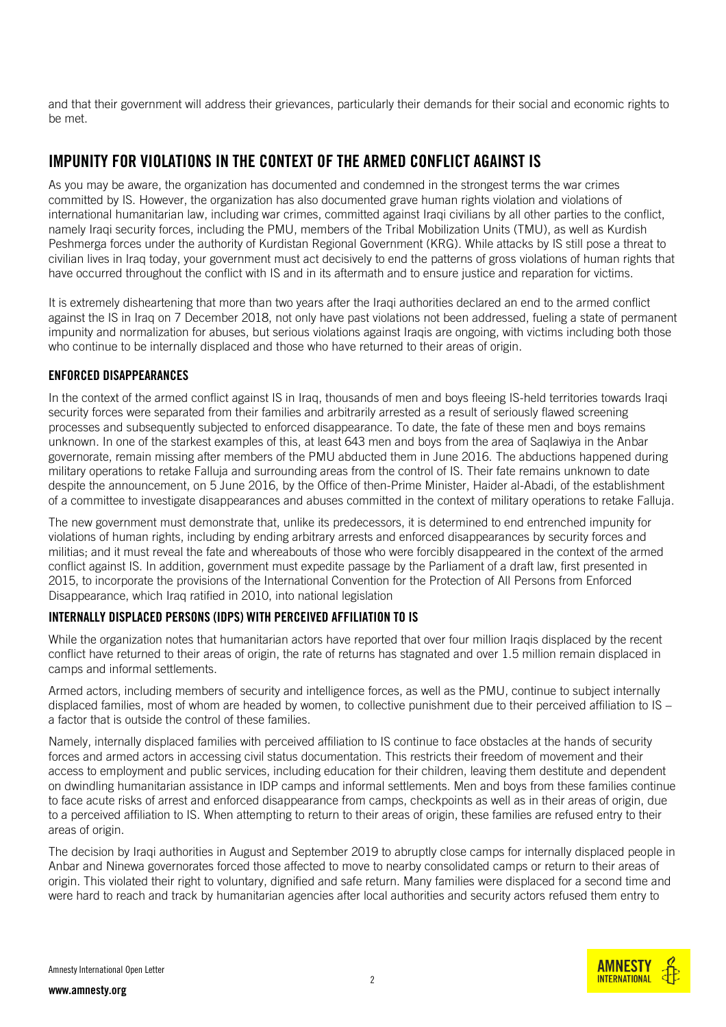and that their government will address their grievances, particularly their demands for their social and economic rights to be met.

## IMPUNITY FOR VIOLATIONS IN THE CONTEXT OF THE ARMED CONFLICT AGAINST IS

As you may be aware, the organization has documented and condemned in the strongest terms the war crimes committed by IS. However, the organization has also documented grave human rights violation and violations of international humanitarian law, including war crimes, committed against Iraqi civilians by all other parties to the conflict, namely Iraqi security forces, including the PMU, members of the Tribal Mobilization Units (TMU), as well as Kurdish Peshmerga forces under the authority of Kurdistan Regional Government (KRG). While attacks by IS still pose a threat to civilian lives in Iraq today, your government must act decisively to end the patterns of gross violations of human rights that have occurred throughout the conflict with IS and in its aftermath and to ensure justice and reparation for victims.

It is extremely disheartening that more than two years after the Iraqi authorities declared an end to the armed conflict against the IS in Iraq on 7 December 2018, not only have past violations not been addressed, fueling a state of permanent impunity and normalization for abuses, but serious violations against Iraqis are ongoing, with victims including both those who continue to be internally displaced and those who have returned to their areas of origin.

### ENFORCED DISAPPEARANCES

In the context of the armed conflict against IS in Iraq, thousands of men and boys fleeing IS-held territories towards Iraqi security forces were separated from their families and arbitrarily arrested as a result of seriously flawed screening processes and subsequently subjected to enforced disappearance. To date, the fate of these men and boys remains unknown. In one of the starkest examples of this, at least 643 men and boys from the area of Saqlawiya in the Anbar governorate, remain missing after members of the PMU abducted them in June 2016. The abductions happened during military operations to retake Falluja and surrounding areas from the control of IS. Their fate remains unknown to date despite the announcement, on 5 June 2016, by the Office of then-Prime Minister, Haider al-Abadi, of the establishment of a committee to investigate disappearances and abuses committed in the context of military operations to retake Falluja.

The new government must demonstrate that, unlike its predecessors, it is determined to end entrenched impunity for violations of human rights, including by ending arbitrary arrests and enforced disappearances by security forces and militias; and it must reveal the fate and whereabouts of those who were forcibly disappeared in the context of the armed conflict against IS. In addition, government must expedite passage by the Parliament of a draft law, first presented in 2015, to incorporate the provisions of the International Convention for the Protection of All Persons from Enforced Disappearance, which Iraq ratified in 2010, into national legislation

### INTERNALLY DISPLACED PERSONS (IDPS) WITH PERCEIVED AFFILIATION TO IS

While the organization notes that humanitarian actors have reported that over four million Iraqis displaced by the recent conflict have returned to their areas of origin, the rate of returns has stagnated and over 1.5 million remain displaced in camps and informal settlements.

Armed actors, including members of security and intelligence forces, as well as the PMU, continue to subject internally displaced families, most of whom are headed by women, to collective punishment due to their perceived affiliation to IS – a factor that is outside the control of these families.

Namely, internally displaced families with perceived affiliation to IS continue to face obstacles at the hands of security forces and armed actors in accessing civil status documentation. This restricts their freedom of movement and their access to employment and public services, including education for their children, leaving them destitute and dependent on dwindling humanitarian assistance in IDP camps and informal settlements. Men and boys from these families continue to face acute risks of arrest and enforced disappearance from camps, checkpoints as well as in their areas of origin, due to a perceived affiliation to IS. When attempting to return to their areas of origin, these families are refused entry to their areas of origin.

The decision by Iraqi authorities in August and September 2019 to abruptly close camps for internally displaced people in Anbar and Ninewa governorates forced those affected to move to nearby consolidated camps or return to their areas of origin. This violated their right to voluntary, dignified and safe return. Many families were displaced for a second time and were hard to reach and track by humanitarian agencies after local authorities and security actors refused them entry to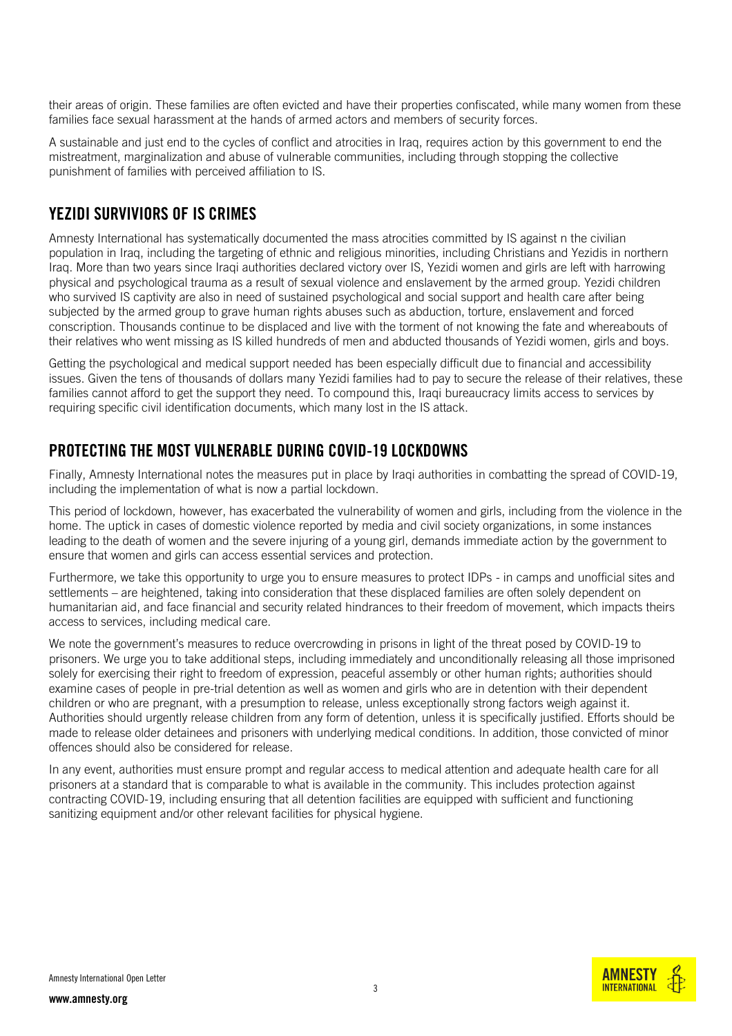their areas of origin. These families are often evicted and have their properties confiscated, while many women from these families face sexual harassment at the hands of armed actors and members of security forces.

A sustainable and just end to the cycles of conflict and atrocities in Iraq, requires action by this government to end the mistreatment, marginalization and abuse of vulnerable communities, including through stopping the collective punishment of families with perceived affiliation to IS.

## YEZIDI SURVIVIORS OF IS CRIMES

Amnesty International has systematically documented the mass atrocities committed by IS against n the civilian population in Iraq, including the targeting of ethnic and religious minorities, including Christians and Yezidis in northern Iraq. More than two years since Iraqi authorities declared victory over IS, Yezidi women and girls are left with harrowing physical and psychological trauma as a result of sexual violence and enslavement by the armed group. Yezidi children who survived IS captivity are also in need of sustained psychological and social support and health care after being subjected by the armed group to grave human rights abuses such as abduction, torture, enslavement and forced conscription. Thousands continue to be displaced and live with the torment of not knowing the fate and whereabouts of their relatives who went missing as IS killed hundreds of men and abducted thousands of Yezidi women, girls and boys.

Getting the psychological and medical support needed has been especially difficult due to financial and accessibility issues. Given the tens of thousands of dollars many Yezidi families had to pay to secure the release of their relatives, these families cannot afford to get the support they need. To compound this, Iraqi bureaucracy limits access to services by requiring specific civil identification documents, which many lost in the IS attack.

## PROTECTING THE MOST VULNERABLE DURING COVID-19 LOCKDOWNS

Finally, Amnesty International notes the measures put in place by Iraqi authorities in combatting the spread of COVID-19, including the implementation of what is now a partial lockdown.

This period of lockdown, however, has exacerbated the vulnerability of women and girls, including from the violence in the home. The uptick in cases of domestic violence reported by media and civil society organizations, in some instances leading to the death of women and the severe injuring of a young girl, demands immediate action by the government to ensure that women and girls can access essential services and protection.

Furthermore, we take this opportunity to urge you to ensure measures to protect IDPs - in camps and unofficial sites and settlements – are heightened, taking into consideration that these displaced families are often solely dependent on humanitarian aid, and face financial and security related hindrances to their freedom of movement, which impacts theirs access to services, including medical care.

We note the government's measures to reduce overcrowding in prisons in light of the threat posed by COVID-19 to prisoners. We urge you to take additional steps, including immediately and unconditionally releasing all those imprisoned solely for exercising their right to freedom of expression, peaceful assembly or other human rights; authorities should examine cases of people in pre-trial detention as well as women and girls who are in detention with their dependent children or who are pregnant, with a presumption to release, unless exceptionally strong factors weigh against it. Authorities should urgently release children from any form of detention, unless it is specifically justified. Efforts should be made to release older detainees and prisoners with underlying medical conditions. In addition, those convicted of minor offences should also be considered for release.

In any event, authorities must ensure prompt and regular access to medical attention and adequate health care for all prisoners at a standard that is comparable to what is available in the community. This includes protection against contracting COVID-19, including ensuring that all detention facilities are equipped with sufficient and functioning sanitizing equipment and/or other relevant facilities for physical hygiene.